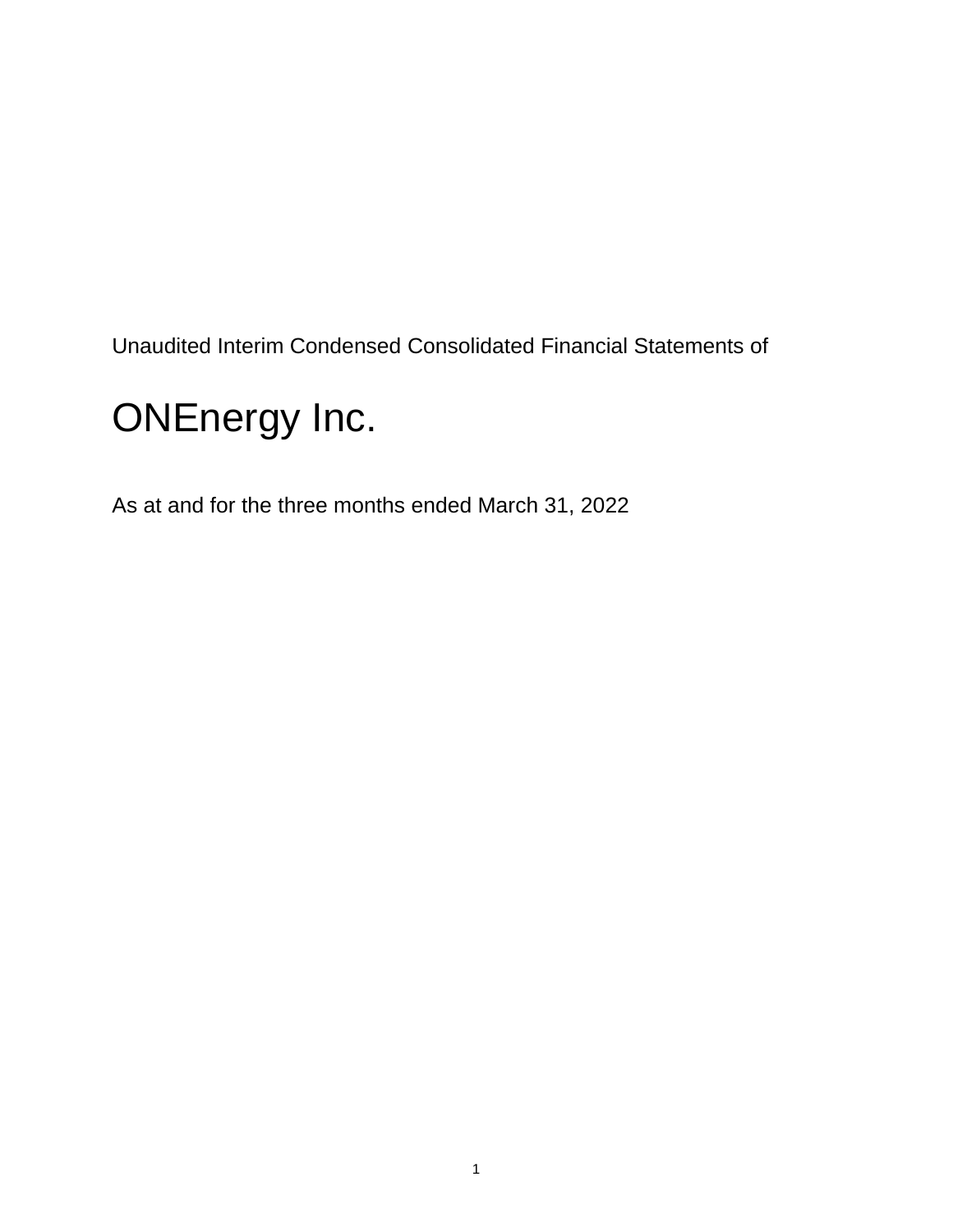Unaudited Interim Condensed Consolidated Financial Statements of

# ONEnergy Inc.

As at and for the three months ended March 31, 2022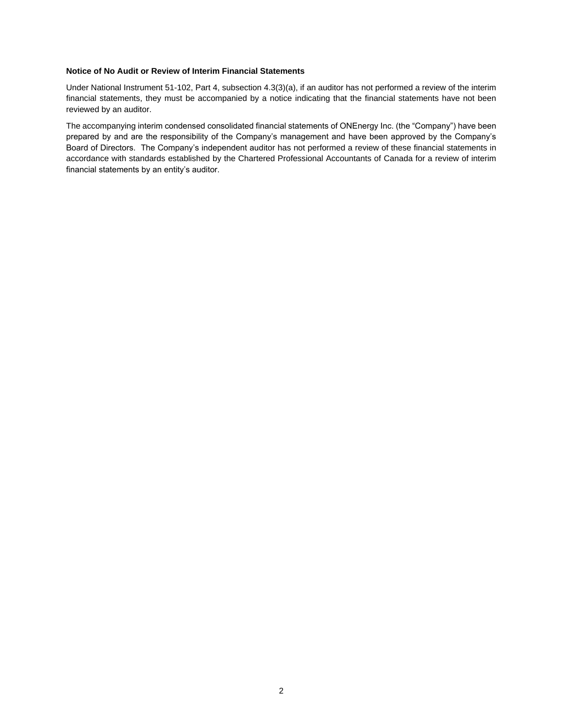**Notice of No Audit or Review of Interim Financial Statements**

Under National Instrument 51-102, Part 4, subsection 4.3(3)(a), if an auditor has not performed a review of the interim financial statements, they must be accompanied by a notice indicating that the financial statements have not been reviewed by an auditor.

The accompanying interim condensed consolidated financial statements of ONEnergy Inc. (the "Company") have been prepared by and are the responsibility of the Company's management and have been approved by the Company's Board of Directors. The Company's independent auditor has not performed a review of these financial statements in accordance with standards established by the Chartered Professional Accountants of Canada for a review of interim financial statements by an entity's auditor.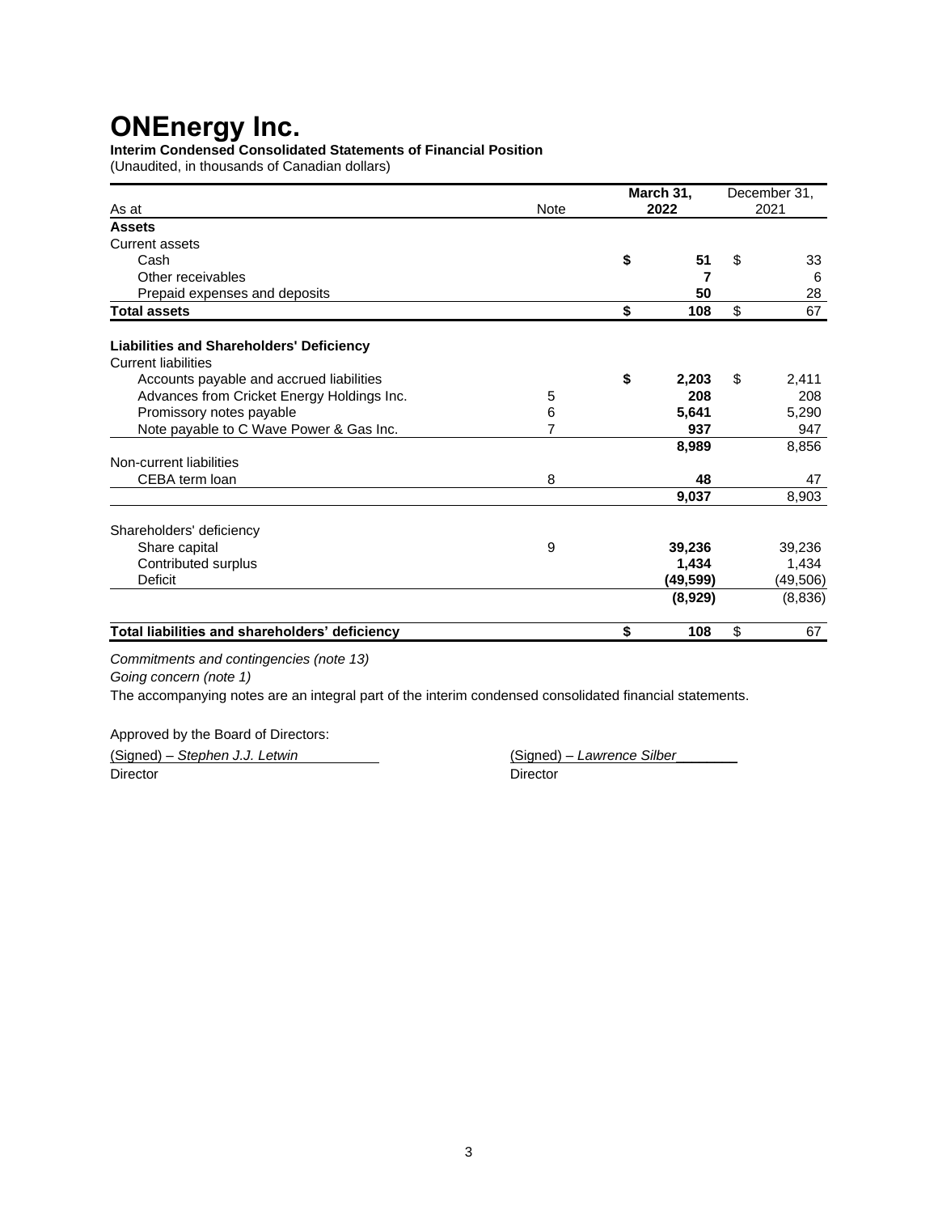# ONEnergy Inc.

**Interim Condensed Consolidated Statements of Financial Position**

(Unaudited, in thousands of Canadian dollars)

| As at | Note | March 31, 2022 | December 31, 2021 |
|---|---|---|---|
| **Assets** | | | |
| Current assets | | | |
| Cash | | **$ 51** | $ 33 |
| Other receivables | | **7** | 6 |
| Prepaid expenses and deposits | | **50** | 28 |
| **Total assets** | | **$ 108** | $ 67 |
| | | | |
| **Liabilities and Shareholders' Deficiency** | | | |
| Current liabilities | | | |
| Accounts payable and accrued liabilities | | **$ 2,203** | $ 2,411 |
| Advances from Cricket Energy Holdings Inc. | 5 | **208** | 208 |
| Promissory notes payable | 6 | **5,641** | 5,290 |
| Note payable to C Wave Power & Gas Inc. | 7 | **937** | 947 |
| | | **8,989** | 8,856 |
| Non-current liabilities | | | |
| CEBA term loan | 8 | **48** | 47 |
| | | **9,037** | 8,903 |
| | | | |
| Shareholders' deficiency | | | |
| Share capital | 9 | **39,236** | 39,236 |
| Contributed surplus | | **1,434** | 1,434 |
| Deficit | | **(49,599)** | (49,506) |
| | | **(8,929)** | (8,836) |
| | | | |
| **Total liabilities and shareholders' deficiency** | | **$ 108** | $ 67 |

*Commitments and contingencies (note 13)*

*Going concern (note 1)*

The accompanying notes are an integral part of the interim condensed consolidated financial statements.

Approved by the Board of Directors:

(Signed) – *Stephen J.J. Letwin*
Director

(Signed) – *Lawrence Silber*
Director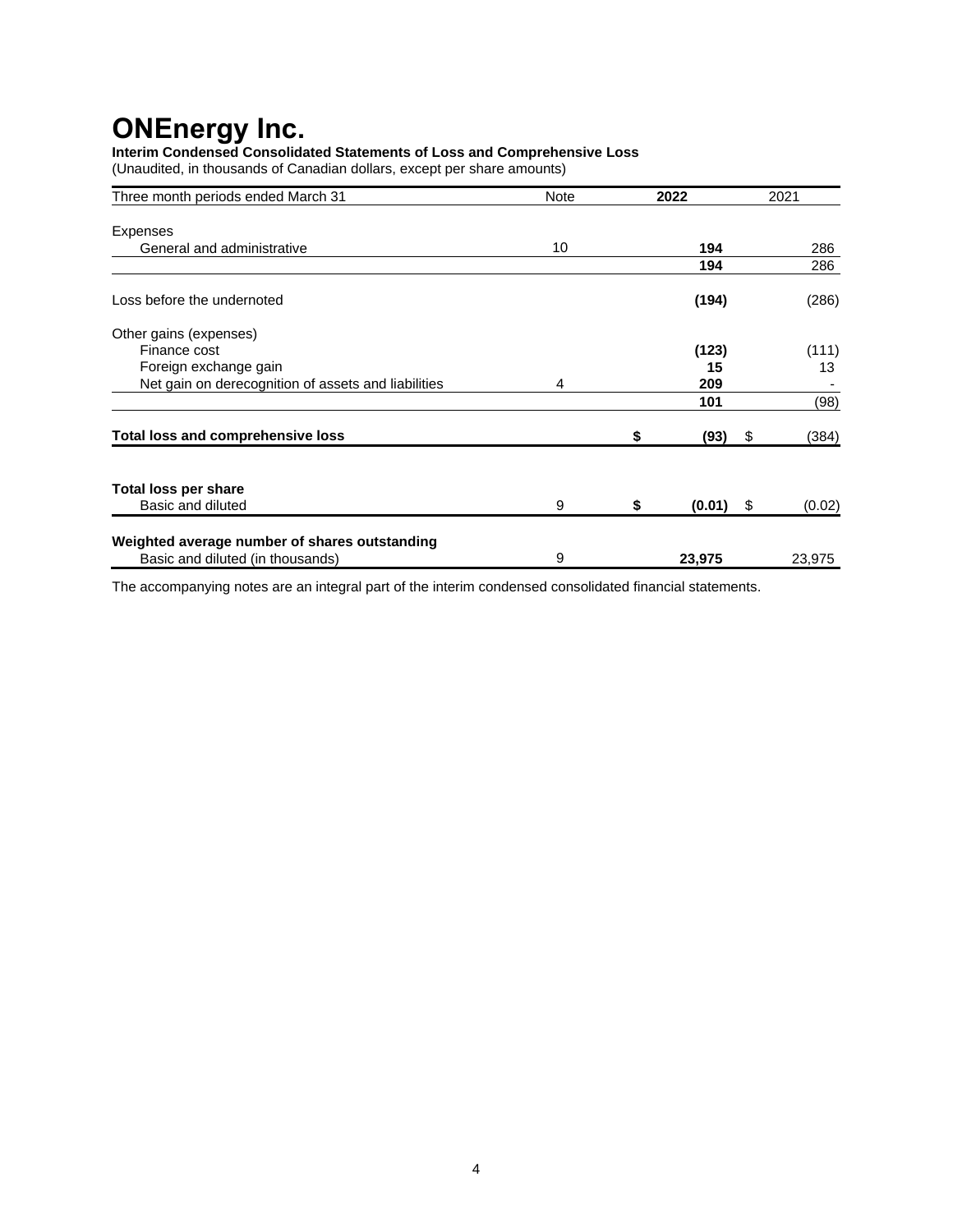# ONEnergy Inc.

**Interim Condensed Consolidated Statements of Loss and Comprehensive Loss**

(Unaudited, in thousands of Canadian dollars, except per share amounts)

| Three month periods ended March 31 | Note | 2022 | 2021 |
|---|---|---|---|
| Expenses | | | |
| General and administrative | 10 | **194** | 286 |
| | | **194** | 286 |
| Loss before the undernoted | | **(194)** | (286) |
| Other gains (expenses) | | | |
| Finance cost | | **(123)** | (111) |
| Foreign exchange gain | | **15** | 13 |
| Net gain on derecognition of assets and liabilities | 4 | **209** | - |
| | | **101** | (98) |
| **Total loss and comprehensive loss** | | **$ (93)** | $ (384) |
| **Total loss per share** | | | |
| Basic and diluted | 9 | **$ (0.01)** | $ (0.02) |
| **Weighted average number of shares outstanding** | | | |
| Basic and diluted (in thousands) | 9 | **23,975** | 23,975 |

The accompanying notes are an integral part of the interim condensed consolidated financial statements.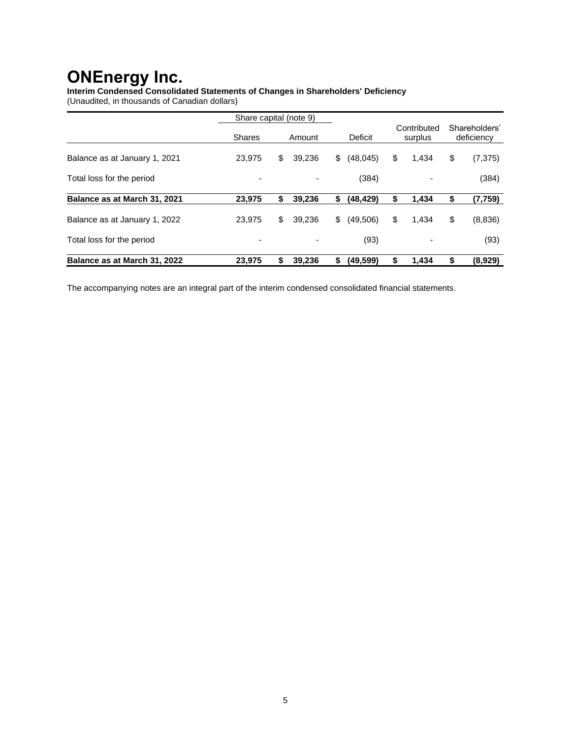# ONEnergy Inc.

**Interim Condensed Consolidated Statements of Changes in Shareholders' Deficiency**
(Unaudited, in thousands of Canadian dollars)

| | Share capital (note 9) | | | | |
|---|---|---|---|---|---|
| | Shares | Amount | Deficit | Contributed surplus | Shareholders' deficiency |
| Balance as at January 1, 2021 | 23,975 | $ 39,236 | $ (48,045) | $ 1,434 | $ (7,375) |
| Total loss for the period | - | - | (384) | - | (384) |
| **Balance as at March 31, 2021** | **23,975** | **$ 39,236** | **$ (48,429)** | **$ 1,434** | **$ (7,759)** |
| Balance as at January 1, 2022 | 23,975 | $ 39,236 | $ (49,506) | $ 1,434 | $ (8,836) |
| Total loss for the period | - | - | (93) | - | (93) |
| **Balance as at March 31, 2022** | **23,975** | **$ 39,236** | **$ (49,599)** | **$ 1,434** | **$ (8,929)** |

The accompanying notes are an integral part of the interim condensed consolidated financial statements.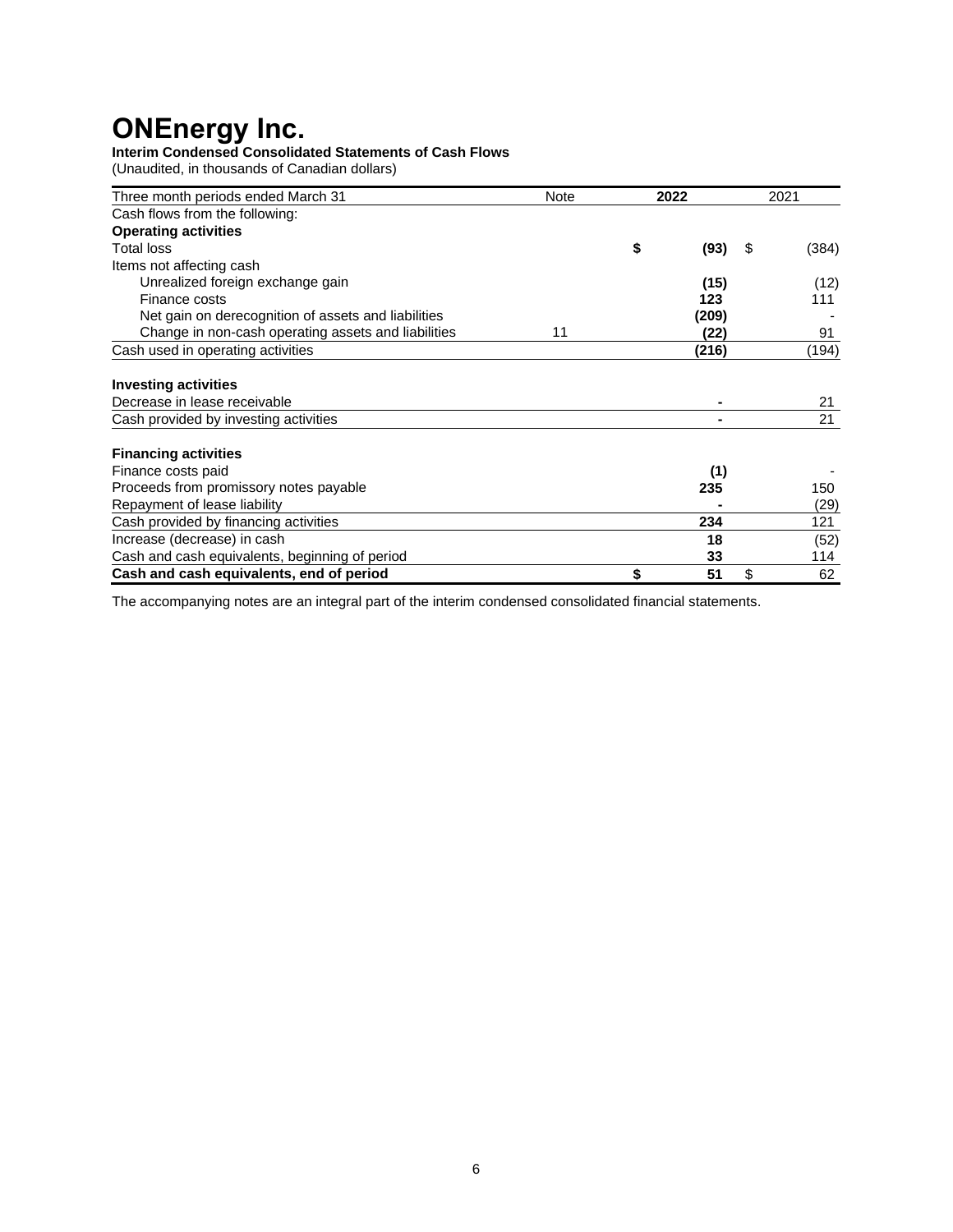# ONEnergy Inc.

**Interim Condensed Consolidated Statements of Cash Flows**

(Unaudited, in thousands of Canadian dollars)

| Three month periods ended March 31 | Note | 2022 | 2021 |
|---|---|---|---|
| Cash flows from the following: | | | |
| **Operating activities** | | | |
| Total loss | | **$ (93)** | $ (384) |
| Items not affecting cash | | | |
| Unrealized foreign exchange gain | | **(15)** | (12) |
| Finance costs | | **123** | 111 |
| Net gain on derecognition of assets and liabilities | | **(209)** | - |
| Change in non-cash operating assets and liabilities | 11 | **(22)** | 91 |
| Cash used in operating activities | | **(216)** | (194) |
| **Investing activities** | | | |
| Decrease in lease receivable | | **-** | 21 |
| Cash provided by investing activities | | **-** | 21 |
| **Financing activities** | | | |
| Finance costs paid | | **(1)** | - |
| Proceeds from promissory notes payable | | **235** | 150 |
| Repayment of lease liability | | **-** | (29) |
| Cash provided by financing activities | | **234** | 121 |
| Increase (decrease) in cash | | **18** | (52) |
| Cash and cash equivalents, beginning of period | | **33** | 114 |
| **Cash and cash equivalents, end of period** | | **$ 51** | $ 62 |

The accompanying notes are an integral part of the interim condensed consolidated financial statements.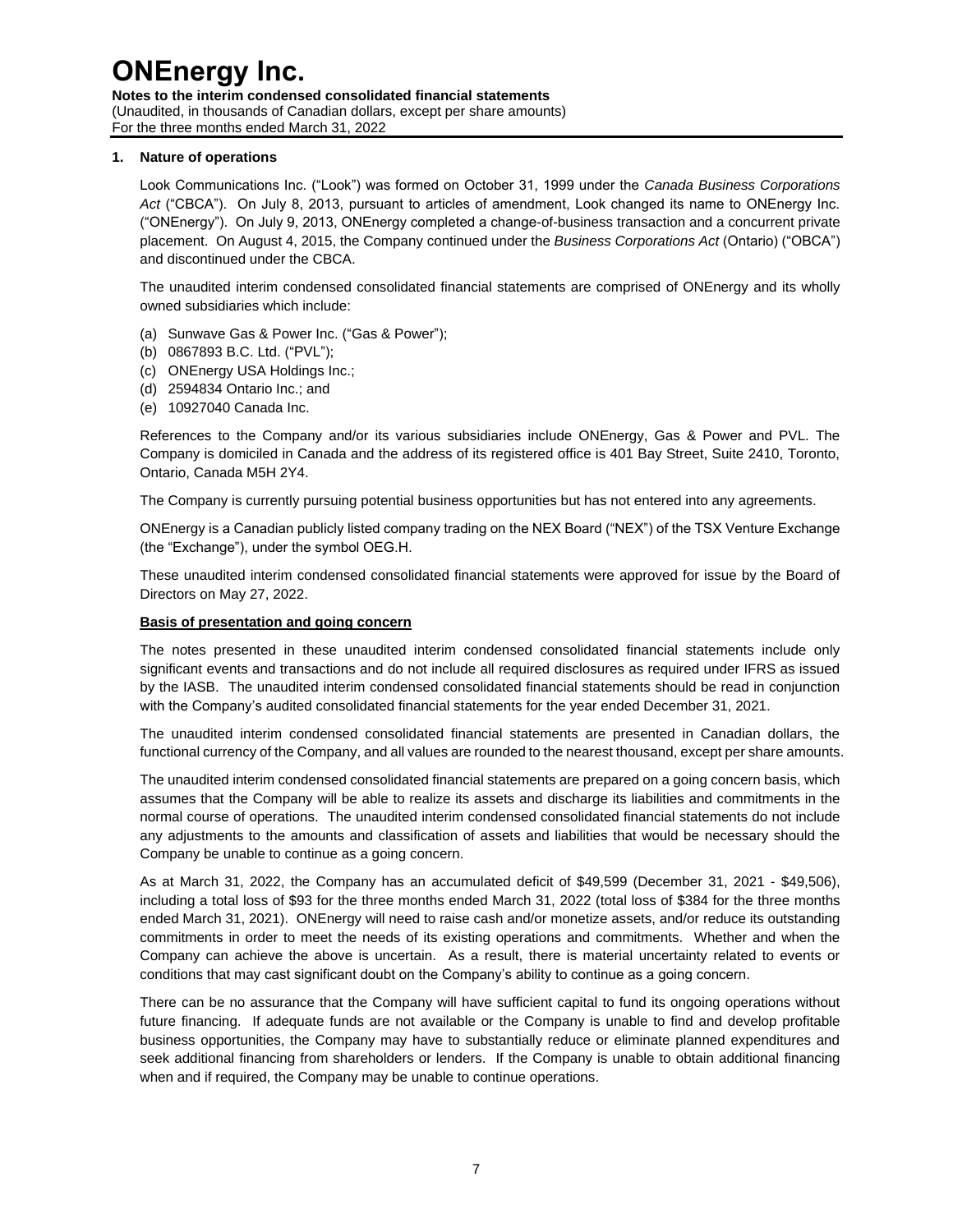# ONEnergy Inc.

**Notes to the interim condensed consolidated financial statements**
(Unaudited, in thousands of Canadian dollars, except per share amounts)
For the three months ended March 31, 2022

## 1. Nature of operations

Look Communications Inc. ("Look") was formed on October 31, 1999 under the *Canada Business Corporations Act* ("CBCA"). On July 8, 2013, pursuant to articles of amendment, Look changed its name to ONEnergy Inc. ("ONEnergy"). On July 9, 2013, ONEnergy completed a change-of-business transaction and a concurrent private placement. On August 4, 2015, the Company continued under the *Business Corporations Act* (Ontario) ("OBCA") and discontinued under the CBCA.

The unaudited interim condensed consolidated financial statements are comprised of ONEnergy and its wholly owned subsidiaries which include:

(a) Sunwave Gas & Power Inc. ("Gas & Power");
(b) 0867893 B.C. Ltd. ("PVL");
(c) ONEnergy USA Holdings Inc.;
(d) 2594834 Ontario Inc.; and
(e) 10927040 Canada Inc.

References to the Company and/or its various subsidiaries include ONEnergy, Gas & Power and PVL. The Company is domiciled in Canada and the address of its registered office is 401 Bay Street, Suite 2410, Toronto, Ontario, Canada M5H 2Y4.

The Company is currently pursuing potential business opportunities but has not entered into any agreements.

ONEnergy is a Canadian publicly listed company trading on the NEX Board ("NEX") of the TSX Venture Exchange (the "Exchange"), under the symbol OEG.H.

These unaudited interim condensed consolidated financial statements were approved for issue by the Board of Directors on May 27, 2022.

**Basis of presentation and going concern**

The notes presented in these unaudited interim condensed consolidated financial statements include only significant events and transactions and do not include all required disclosures as required under IFRS as issued by the IASB. The unaudited interim condensed consolidated financial statements should be read in conjunction with the Company's audited consolidated financial statements for the year ended December 31, 2021.

The unaudited interim condensed consolidated financial statements are presented in Canadian dollars, the functional currency of the Company, and all values are rounded to the nearest thousand, except per share amounts.

The unaudited interim condensed consolidated financial statements are prepared on a going concern basis, which assumes that the Company will be able to realize its assets and discharge its liabilities and commitments in the normal course of operations. The unaudited interim condensed consolidated financial statements do not include any adjustments to the amounts and classification of assets and liabilities that would be necessary should the Company be unable to continue as a going concern.

As at March 31, 2022, the Company has an accumulated deficit of $49,599 (December 31, 2021 - $49,506), including a total loss of $93 for the three months ended March 31, 2022 (total loss of $384 for the three months ended March 31, 2021). ONEnergy will need to raise cash and/or monetize assets, and/or reduce its outstanding commitments in order to meet the needs of its existing operations and commitments. Whether and when the Company can achieve the above is uncertain. As a result, there is material uncertainty related to events or conditions that may cast significant doubt on the Company's ability to continue as a going concern.

There can be no assurance that the Company will have sufficient capital to fund its ongoing operations without future financing. If adequate funds are not available or the Company is unable to find and develop profitable business opportunities, the Company may have to substantially reduce or eliminate planned expenditures and seek additional financing from shareholders or lenders. If the Company is unable to obtain additional financing when and if required, the Company may be unable to continue operations.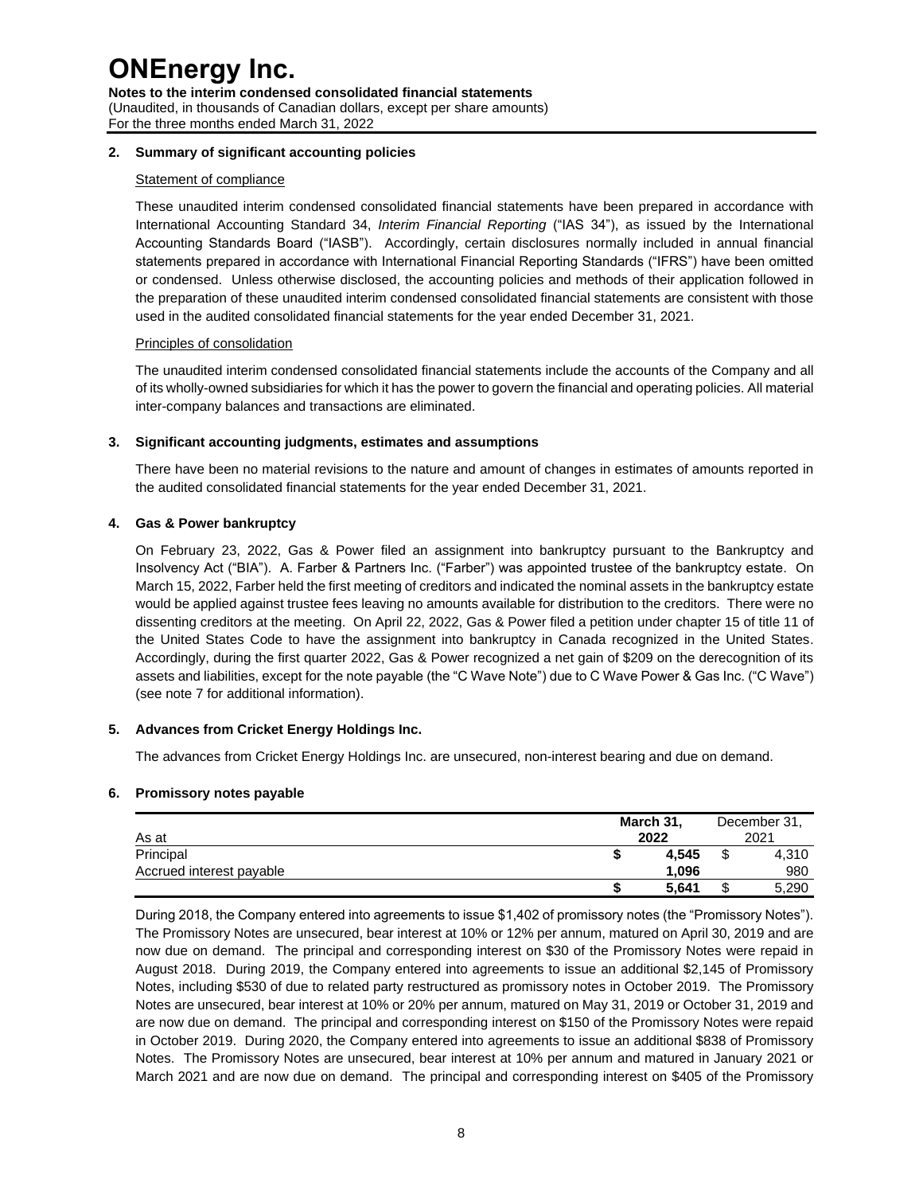# ONEnergy Inc.

**Notes to the interim condensed consolidated financial statements**
(Unaudited, in thousands of Canadian dollars, except per share amounts)
For the three months ended March 31, 2022

## 2. Summary of significant accounting policies

Statement of compliance

These unaudited interim condensed consolidated financial statements have been prepared in accordance with International Accounting Standard 34, *Interim Financial Reporting* ("IAS 34"), as issued by the International Accounting Standards Board ("IASB"). Accordingly, certain disclosures normally included in annual financial statements prepared in accordance with International Financial Reporting Standards ("IFRS") have been omitted or condensed. Unless otherwise disclosed, the accounting policies and methods of their application followed in the preparation of these unaudited interim condensed consolidated financial statements are consistent with those used in the audited consolidated financial statements for the year ended December 31, 2021.

Principles of consolidation

The unaudited interim condensed consolidated financial statements include the accounts of the Company and all of its wholly-owned subsidiaries for which it has the power to govern the financial and operating policies. All material inter-company balances and transactions are eliminated.

## 3. Significant accounting judgments, estimates and assumptions

There have been no material revisions to the nature and amount of changes in estimates of amounts reported in the audited consolidated financial statements for the year ended December 31, 2021.

## 4. Gas & Power bankruptcy

On February 23, 2022, Gas & Power filed an assignment into bankruptcy pursuant to the Bankruptcy and Insolvency Act ("BIA"). A. Farber & Partners Inc. ("Farber") was appointed trustee of the bankruptcy estate. On March 15, 2022, Farber held the first meeting of creditors and indicated the nominal assets in the bankruptcy estate would be applied against trustee fees leaving no amounts available for distribution to the creditors. There were no dissenting creditors at the meeting. On April 22, 2022, Gas & Power filed a petition under chapter 15 of title 11 of the United States Code to have the assignment into bankruptcy in Canada recognized in the United States. Accordingly, during the first quarter 2022, Gas & Power recognized a net gain of $209 on the derecognition of its assets and liabilities, except for the note payable (the "C Wave Note") due to C Wave Power & Gas Inc. ("C Wave") (see note 7 for additional information).

## 5. Advances from Cricket Energy Holdings Inc.

The advances from Cricket Energy Holdings Inc. are unsecured, non-interest bearing and due on demand.

## 6. Promissory notes payable

| As at | March 31, 2022 | December 31, 2021 |
|---|---|---|
| Principal | **$ 4,545** | $ 4,310 |
| Accrued interest payable | **1,096** | 980 |
| | **$ 5,641** | $ 5,290 |

During 2018, the Company entered into agreements to issue $1,402 of promissory notes (the "Promissory Notes"). The Promissory Notes are unsecured, bear interest at 10% or 12% per annum, matured on April 30, 2019 and are now due on demand. The principal and corresponding interest on $30 of the Promissory Notes were repaid in August 2018. During 2019, the Company entered into agreements to issue an additional $2,145 of Promissory Notes, including $530 of due to related party restructured as promissory notes in October 2019. The Promissory Notes are unsecured, bear interest at 10% or 20% per annum, matured on May 31, 2019 or October 31, 2019 and are now due on demand. The principal and corresponding interest on $150 of the Promissory Notes were repaid in October 2019. During 2020, the Company entered into agreements to issue an additional $838 of Promissory Notes. The Promissory Notes are unsecured, bear interest at 10% per annum and matured in January 2021 or March 2021 and are now due on demand. The principal and corresponding interest on $405 of the Promissory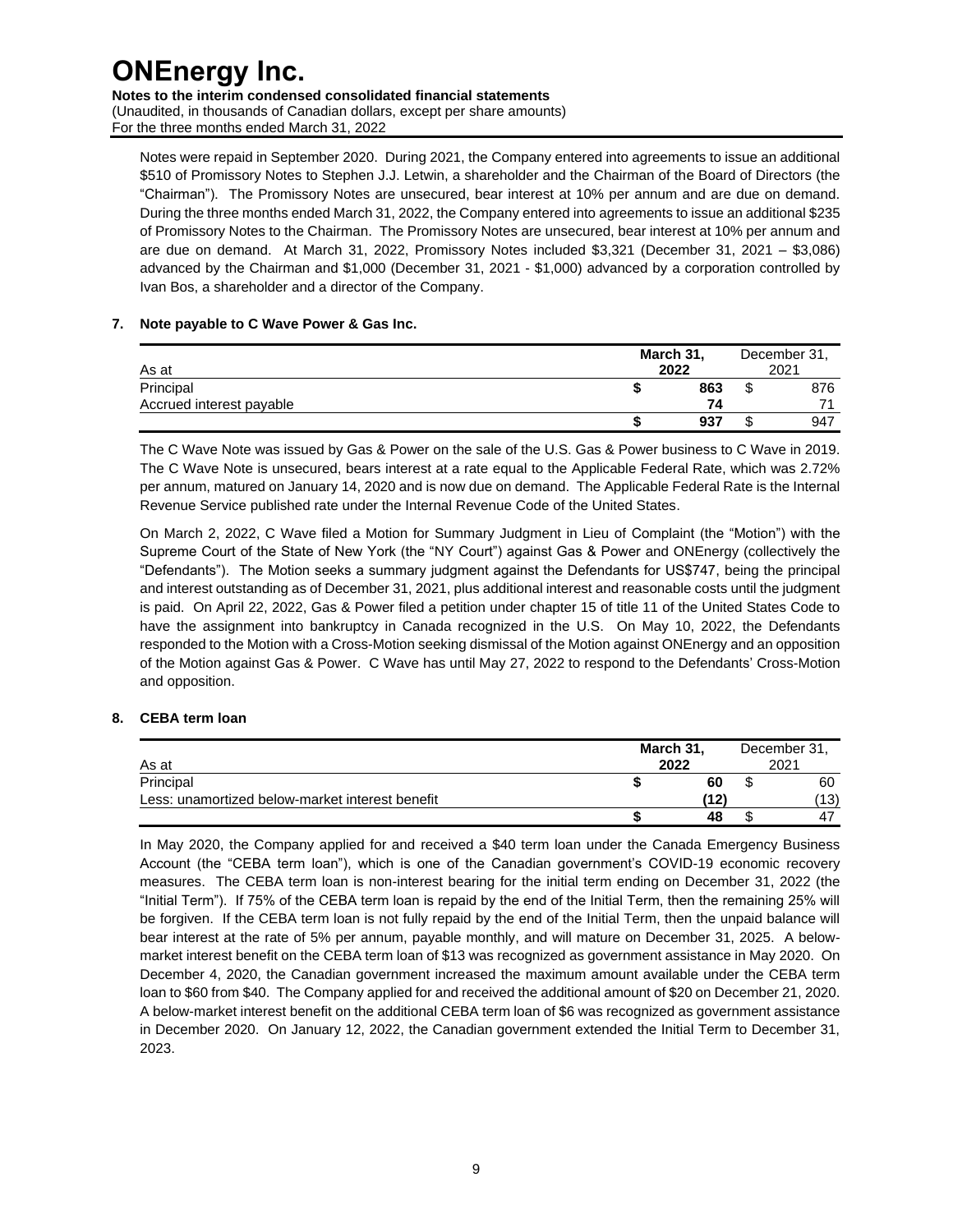Notes were repaid in September 2020. During 2021, the Company entered into agreements to issue an additional $510 of Promissory Notes to Stephen J.J. Letwin, a shareholder and the Chairman of the Board of Directors (the "Chairman"). The Promissory Notes are unsecured, bear interest at 10% per annum and are due on demand. During the three months ended March 31, 2022, the Company entered into agreements to issue an additional $235 of Promissory Notes to the Chairman. The Promissory Notes are unsecured, bear interest at 10% per annum and are due on demand. At March 31, 2022, Promissory Notes included $3,321 (December 31, 2021 – $3,086) advanced by the Chairman and $1,000 (December 31, 2021 - $1,000) advanced by a corporation controlled by Ivan Bos, a shareholder and a director of the Company.

## 7. Note payable to C Wave Power & Gas Inc.

| As at | March 31, 2022 | December 31, 2021 |
|---|---|---|
| Principal | $ 863 | $ 876 |
| Accrued interest payable | 74 | 71 |
| | $ 937 | $ 947 |

The C Wave Note was issued by Gas & Power on the sale of the U.S. Gas & Power business to C Wave in 2019. The C Wave Note is unsecured, bears interest at a rate equal to the Applicable Federal Rate, which was 2.72% per annum, matured on January 14, 2020 and is now due on demand. The Applicable Federal Rate is the Internal Revenue Service published rate under the Internal Revenue Code of the United States.

On March 2, 2022, C Wave filed a Motion for Summary Judgment in Lieu of Complaint (the "Motion") with the Supreme Court of the State of New York (the "NY Court") against Gas & Power and ONEnergy (collectively the "Defendants"). The Motion seeks a summary judgment against the Defendants for US$747, being the principal and interest outstanding as of December 31, 2021, plus additional interest and reasonable costs until the judgment is paid. On April 22, 2022, Gas & Power filed a petition under chapter 15 of title 11 of the United States Code to have the assignment into bankruptcy in Canada recognized in the U.S. On May 10, 2022, the Defendants responded to the Motion with a Cross-Motion seeking dismissal of the Motion against ONEnergy and an opposition of the Motion against Gas & Power. C Wave has until May 27, 2022 to respond to the Defendants' Cross-Motion and opposition.

## 8. CEBA term loan

| As at | March 31, 2022 | December 31, 2021 |
|---|---|---|
| Principal | $ 60 | $ 60 |
| Less: unamortized below-market interest benefit | (12) | (13) |
| | $ 48 | $ 47 |

In May 2020, the Company applied for and received a $40 term loan under the Canada Emergency Business Account (the "CEBA term loan"), which is one of the Canadian government's COVID-19 economic recovery measures. The CEBA term loan is non-interest bearing for the initial term ending on December 31, 2022 (the "Initial Term"). If 75% of the CEBA term loan is repaid by the end of the Initial Term, then the remaining 25% will be forgiven. If the CEBA term loan is not fully repaid by the end of the Initial Term, then the unpaid balance will bear interest at the rate of 5% per annum, payable monthly, and will mature on December 31, 2025. A below-market interest benefit on the CEBA term loan of $13 was recognized as government assistance in May 2020. On December 4, 2020, the Canadian government increased the maximum amount available under the CEBA term loan to $60 from $40. The Company applied for and received the additional amount of $20 on December 21, 2020. A below-market interest benefit on the additional CEBA term loan of $6 was recognized as government assistance in December 2020. On January 12, 2022, the Canadian government extended the Initial Term to December 31, 2023.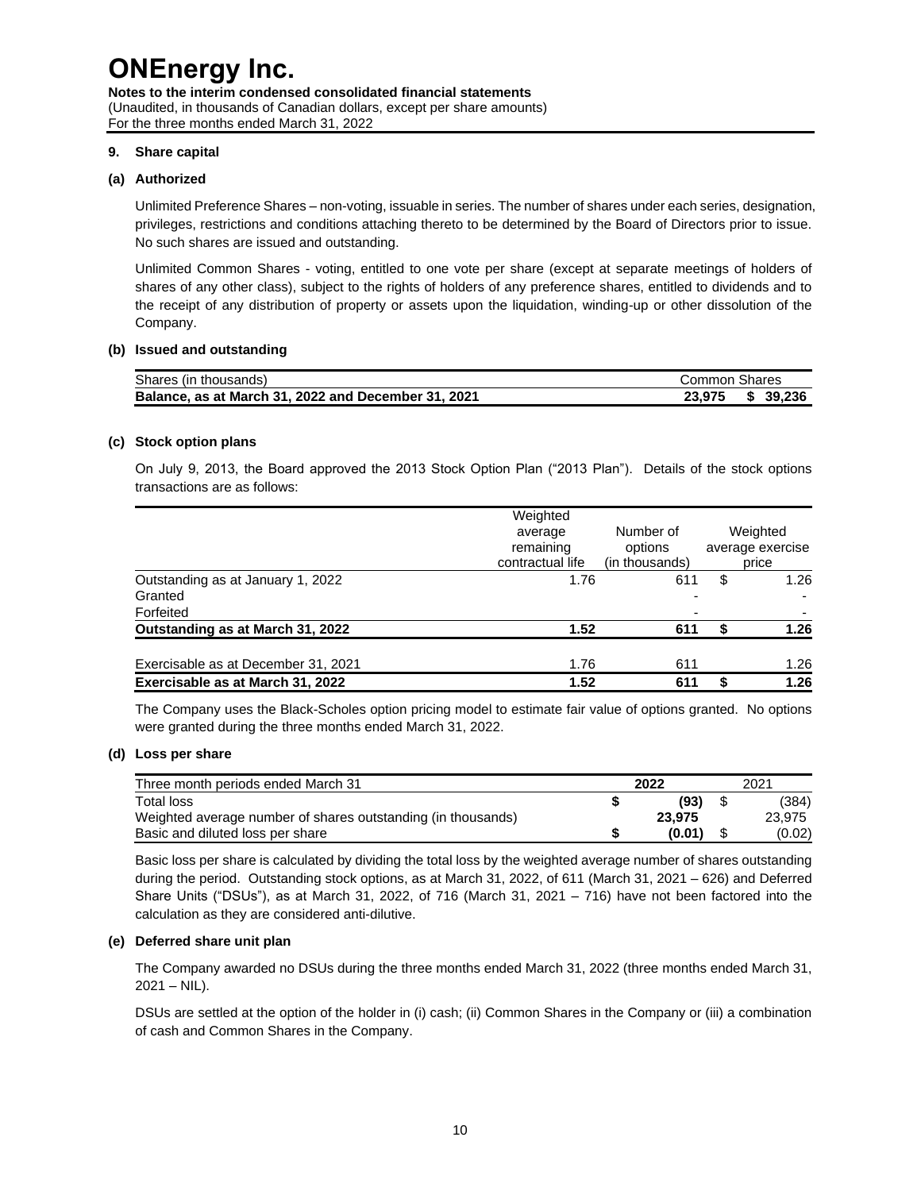# ONEnergy Inc.

**Notes to the interim condensed consolidated financial statements**
(Unaudited, in thousands of Canadian dollars, except per share amounts)
For the three months ended March 31, 2022

### 9. Share capital

#### (a) Authorized

Unlimited Preference Shares – non-voting, issuable in series. The number of shares under each series, designation, privileges, restrictions and conditions attaching thereto to be determined by the Board of Directors prior to issue. No such shares are issued and outstanding.

Unlimited Common Shares - voting, entitled to one vote per share (except at separate meetings of holders of shares of any other class), subject to the rights of holders of any preference shares, entitled to dividends and to the receipt of any distribution of property or assets upon the liquidation, winding-up or other dissolution of the Company.

#### (b) Issued and outstanding

| Shares (in thousands) | Common Shares | |
|---|---|---|
| **Balance, as at March 31, 2022 and December 31, 2021** | **23,975** | **$ 39,236** |

#### (c) Stock option plans

On July 9, 2013, the Board approved the 2013 Stock Option Plan ("2013 Plan"). Details of the stock options transactions are as follows:

| | Weighted average remaining contractual life | Number of options (in thousands) | Weighted average exercise price |
|---|---|---|---|
| Outstanding as at January 1, 2022 | 1.76 | 611 | $ 1.26 |
| Granted | | - | - |
| Forfeited | | - | - |
| **Outstanding as at March 31, 2022** | **1.52** | **611** | **$ 1.26** |
| Exercisable as at December 31, 2021 | 1.76 | 611 | 1.26 |
| **Exercisable as at March 31, 2022** | **1.52** | **611** | **$ 1.26** |

The Company uses the Black-Scholes option pricing model to estimate fair value of options granted. No options were granted during the three months ended March 31, 2022.

#### (d) Loss per share

| Three month periods ended March 31 | 2022 | 2021 |
|---|---|---|
| Total loss | **$ (93)** | $ (384) |
| Weighted average number of shares outstanding (in thousands) | **23,975** | 23,975 |
| Basic and diluted loss per share | **$ (0.01)** | $ (0.02) |

Basic loss per share is calculated by dividing the total loss by the weighted average number of shares outstanding during the period. Outstanding stock options, as at March 31, 2022, of 611 (March 31, 2021 – 626) and Deferred Share Units ("DSUs"), as at March 31, 2022, of 716 (March 31, 2021 – 716) have not been factored into the calculation as they are considered anti-dilutive.

#### (e) Deferred share unit plan

The Company awarded no DSUs during the three months ended March 31, 2022 (three months ended March 31, 2021 – NIL).

DSUs are settled at the option of the holder in (i) cash; (ii) Common Shares in the Company or (iii) a combination of cash and Common Shares in the Company.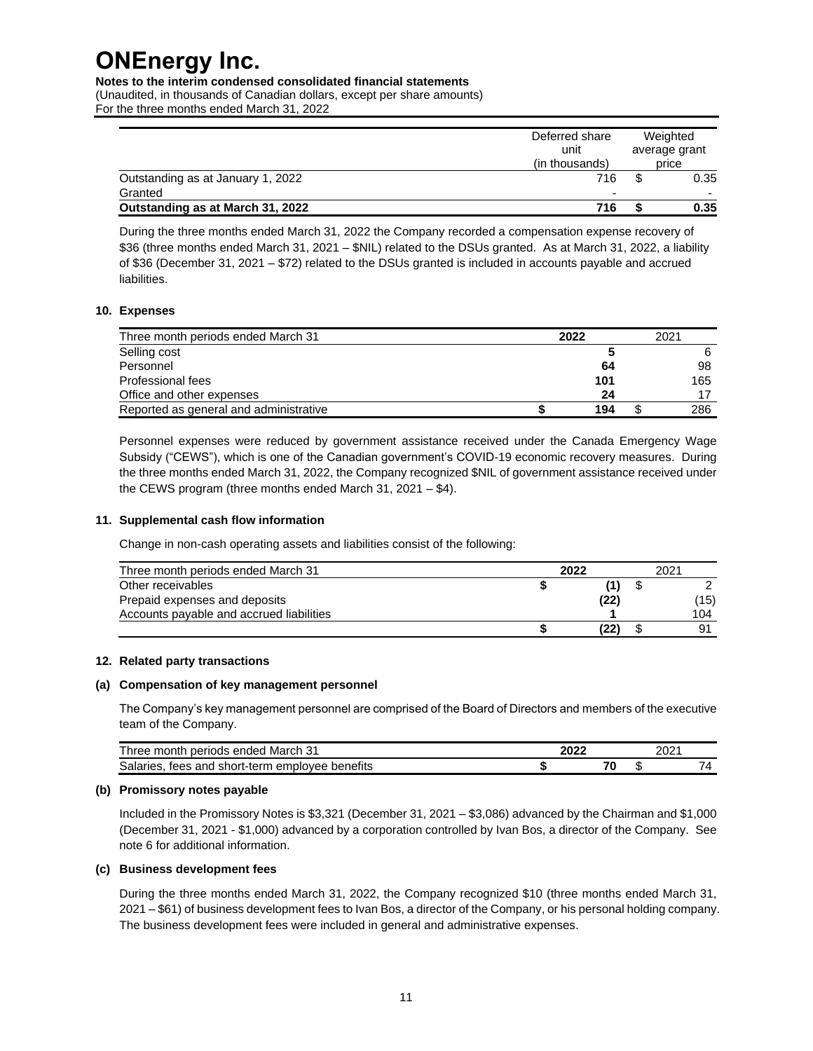# ONEnergy Inc.

**Notes to the interim condensed consolidated financial statements**
(Unaudited, in thousands of Canadian dollars, except per share amounts)
For the three months ended March 31, 2022

| | Deferred share unit (in thousands) | Weighted average grant price |
|---|---|---|
| Outstanding as at January 1, 2022 | 716 | $ 0.35 |
| Granted | - | - |
| **Outstanding as at March 31, 2022** | **716** | **$ 0.35** |

During the three months ended March 31, 2022 the Company recorded a compensation expense recovery of $36 (three months ended March 31, 2021 – $NIL) related to the DSUs granted. As at March 31, 2022, a liability of $36 (December 31, 2021 – $72) related to the DSUs granted is included in accounts payable and accrued liabilities.

### 10. Expenses

| Three month periods ended March 31 | 2022 | 2021 |
|---|---|---|
| Selling cost | **5** | 6 |
| Personnel | **64** | 98 |
| Professional fees | **101** | 165 |
| Office and other expenses | **24** | 17 |
| Reported as general and administrative | **$ 194** | $ 286 |

Personnel expenses were reduced by government assistance received under the Canada Emergency Wage Subsidy ("CEWS"), which is one of the Canadian government's COVID-19 economic recovery measures. During the three months ended March 31, 2022, the Company recognized $NIL of government assistance received under the CEWS program (three months ended March 31, 2021 – $4).

### 11. Supplemental cash flow information

Change in non-cash operating assets and liabilities consist of the following:

| Three month periods ended March 31 | 2022 | 2021 |
|---|---|---|
| Other receivables | **$ (1)** | $ 2 |
| Prepaid expenses and deposits | **(22)** | (15) |
| Accounts payable and accrued liabilities | **1** | 104 |
| | **$ (22)** | $ 91 |

### 12. Related party transactions

#### (a) Compensation of key management personnel

The Company's key management personnel are comprised of the Board of Directors and members of the executive team of the Company.

| Three month periods ended March 31 | 2022 | 2021 |
|---|---|---|
| Salaries, fees and short-term employee benefits | **$ 70** | $ 74 |

#### (b) Promissory notes payable

Included in the Promissory Notes is $3,321 (December 31, 2021 – $3,086) advanced by the Chairman and $1,000 (December 31, 2021 - $1,000) advanced by a corporation controlled by Ivan Bos, a director of the Company. See note 6 for additional information.

#### (c) Business development fees

During the three months ended March 31, 2022, the Company recognized $10 (three months ended March 31, 2021 – $61) of business development fees to Ivan Bos, a director of the Company, or his personal holding company. The business development fees were included in general and administrative expenses.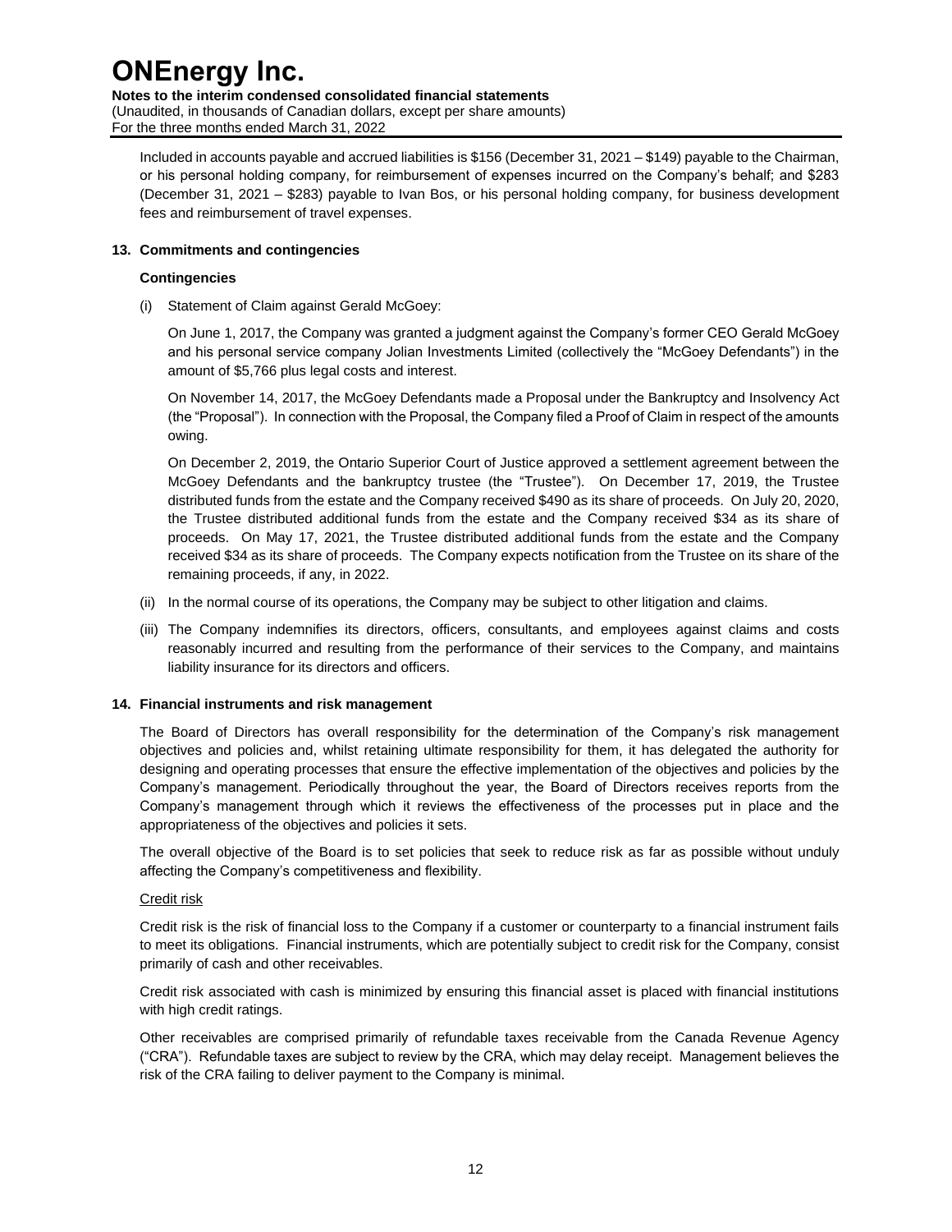Included in accounts payable and accrued liabilities is $156 (December 31, 2021 – $149) payable to the Chairman, or his personal holding company, for reimbursement of expenses incurred on the Company's behalf; and $283 (December 31, 2021 – $283) payable to Ivan Bos, or his personal holding company, for business development fees and reimbursement of travel expenses.

## 13. Commitments and contingencies

### Contingencies

(i) Statement of Claim against Gerald McGoey:

On June 1, 2017, the Company was granted a judgment against the Company's former CEO Gerald McGoey and his personal service company Jolian Investments Limited (collectively the "McGoey Defendants") in the amount of $5,766 plus legal costs and interest.

On November 14, 2017, the McGoey Defendants made a Proposal under the Bankruptcy and Insolvency Act (the "Proposal"). In connection with the Proposal, the Company filed a Proof of Claim in respect of the amounts owing.

On December 2, 2019, the Ontario Superior Court of Justice approved a settlement agreement between the McGoey Defendants and the bankruptcy trustee (the "Trustee"). On December 17, 2019, the Trustee distributed funds from the estate and the Company received $490 as its share of proceeds. On July 20, 2020, the Trustee distributed additional funds from the estate and the Company received $34 as its share of proceeds. On May 17, 2021, the Trustee distributed additional funds from the estate and the Company received $34 as its share of proceeds. The Company expects notification from the Trustee on its share of the remaining proceeds, if any, in 2022.

(ii) In the normal course of its operations, the Company may be subject to other litigation and claims.

(iii) The Company indemnifies its directors, officers, consultants, and employees against claims and costs reasonably incurred and resulting from the performance of their services to the Company, and maintains liability insurance for its directors and officers.

## 14. Financial instruments and risk management

The Board of Directors has overall responsibility for the determination of the Company's risk management objectives and policies and, whilst retaining ultimate responsibility for them, it has delegated the authority for designing and operating processes that ensure the effective implementation of the objectives and policies by the Company's management. Periodically throughout the year, the Board of Directors receives reports from the Company's management through which it reviews the effectiveness of the processes put in place and the appropriateness of the objectives and policies it sets.

The overall objective of the Board is to set policies that seek to reduce risk as far as possible without unduly affecting the Company's competitiveness and flexibility.

Credit risk

Credit risk is the risk of financial loss to the Company if a customer or counterparty to a financial instrument fails to meet its obligations. Financial instruments, which are potentially subject to credit risk for the Company, consist primarily of cash and other receivables.

Credit risk associated with cash is minimized by ensuring this financial asset is placed with financial institutions with high credit ratings.

Other receivables are comprised primarily of refundable taxes receivable from the Canada Revenue Agency ("CRA"). Refundable taxes are subject to review by the CRA, which may delay receipt. Management believes the risk of the CRA failing to deliver payment to the Company is minimal.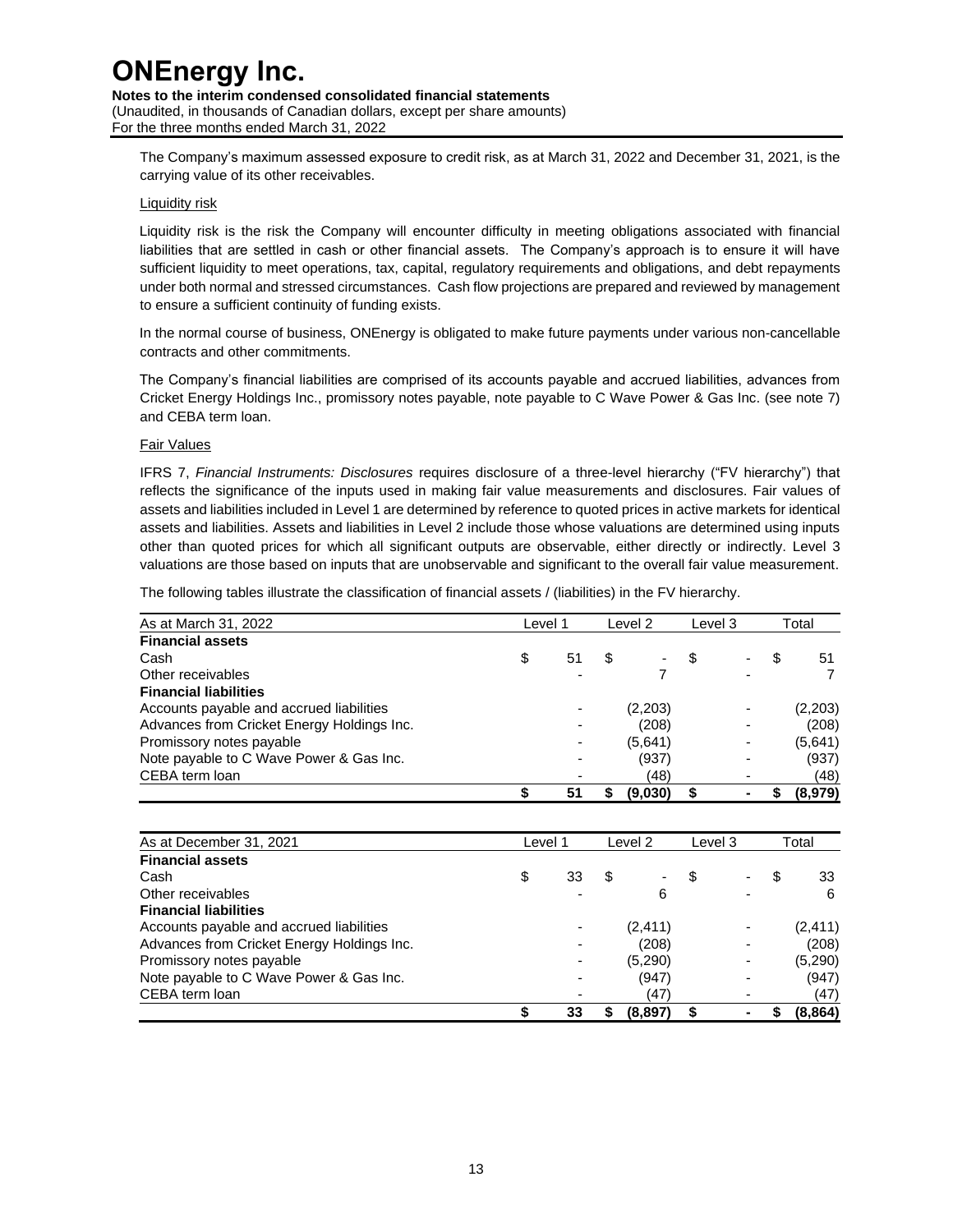The Company's maximum assessed exposure to credit risk, as at March 31, 2022 and December 31, 2021, is the carrying value of its other receivables.

Liquidity risk

Liquidity risk is the risk the Company will encounter difficulty in meeting obligations associated with financial liabilities that are settled in cash or other financial assets. The Company's approach is to ensure it will have sufficient liquidity to meet operations, tax, capital, regulatory requirements and obligations, and debt repayments under both normal and stressed circumstances. Cash flow projections are prepared and reviewed by management to ensure a sufficient continuity of funding exists.

In the normal course of business, ONEnergy is obligated to make future payments under various non-cancellable contracts and other commitments.

The Company's financial liabilities are comprised of its accounts payable and accrued liabilities, advances from Cricket Energy Holdings Inc., promissory notes payable, note payable to C Wave Power & Gas Inc. (see note 7) and CEBA term loan.

Fair Values

IFRS 7, *Financial Instruments: Disclosures* requires disclosure of a three-level hierarchy ("FV hierarchy") that reflects the significance of the inputs used in making fair value measurements and disclosures. Fair values of assets and liabilities included in Level 1 are determined by reference to quoted prices in active markets for identical assets and liabilities. Assets and liabilities in Level 2 include those whose valuations are determined using inputs other than quoted prices for which all significant outputs are observable, either directly or indirectly. Level 3 valuations are those based on inputs that are unobservable and significant to the overall fair value measurement.

The following tables illustrate the classification of financial assets / (liabilities) in the FV hierarchy.

| As at March 31, 2022 | Level 1 | Level 2 | Level 3 | Total |
|---|---|---|---|---|
| **Financial assets** | | | | |
| Cash | $ 51 | $ - | $ - | $ 51 |
| Other receivables | - | 7 | - | 7 |
| **Financial liabilities** | | | | |
| Accounts payable and accrued liabilities | - | (2,203) | - | (2,203) |
| Advances from Cricket Energy Holdings Inc. | - | (208) | - | (208) |
| Promissory notes payable | - | (5,641) | - | (5,641) |
| Note payable to C Wave Power & Gas Inc. | - | (937) | - | (937) |
| CEBA term loan | - | (48) | - | (48) |
| | **$ 51** | **$ (9,030)** | **$ -** | **$ (8,979)** |

| As at December 31, 2021 | Level 1 | Level 2 | Level 3 | Total |
|---|---|---|---|---|
| **Financial assets** | | | | |
| Cash | $ 33 | $ - | $ - | $ 33 |
| Other receivables | - | 6 | - | 6 |
| **Financial liabilities** | | | | |
| Accounts payable and accrued liabilities | - | (2,411) | - | (2,411) |
| Advances from Cricket Energy Holdings Inc. | - | (208) | - | (208) |
| Promissory notes payable | - | (5,290) | - | (5,290) |
| Note payable to C Wave Power & Gas Inc. | - | (947) | - | (947) |
| CEBA term loan | - | (47) | - | (47) |
| | **$ 33** | **$ (8,897)** | **$ -** | **$ (8,864)** |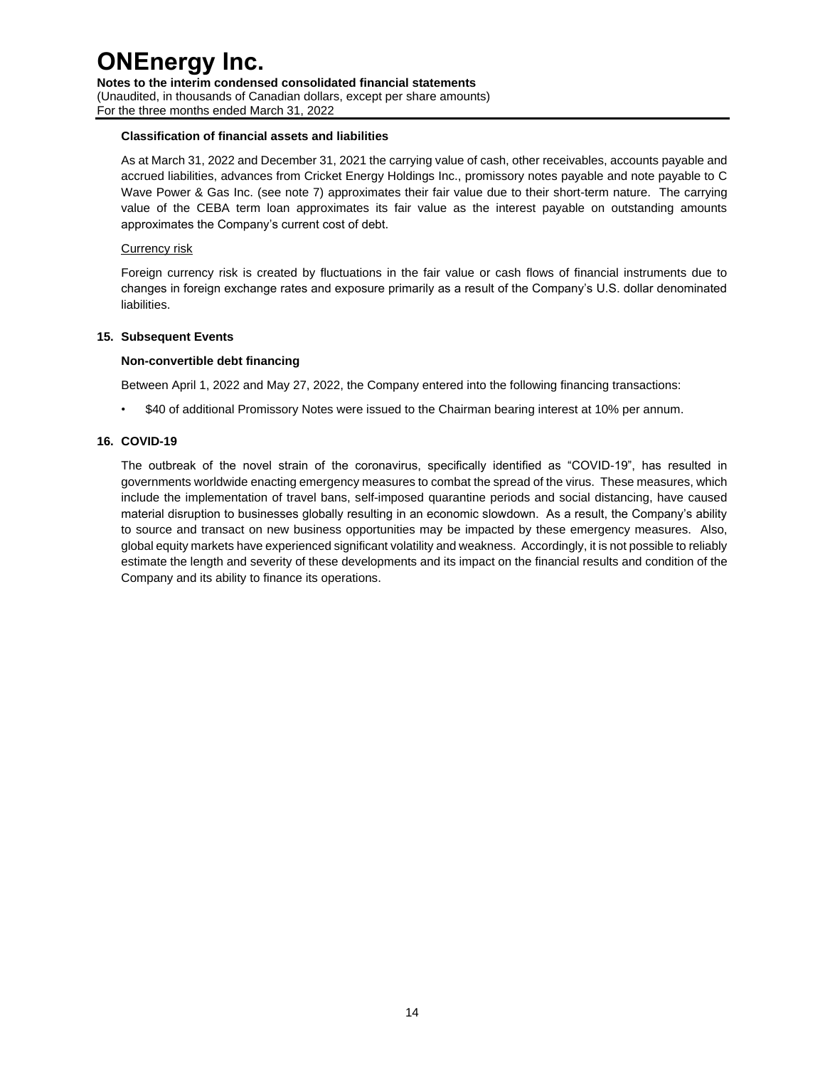**Classification of financial assets and liabilities**

As at March 31, 2022 and December 31, 2021 the carrying value of cash, other receivables, accounts payable and accrued liabilities, advances from Cricket Energy Holdings Inc., promissory notes payable and note payable to C Wave Power & Gas Inc. (see note 7) approximates their fair value due to their short-term nature. The carrying value of the CEBA term loan approximates its fair value as the interest payable on outstanding amounts approximates the Company's current cost of debt.

Currency risk

Foreign currency risk is created by fluctuations in the fair value or cash flows of financial instruments due to changes in foreign exchange rates and exposure primarily as a result of the Company's U.S. dollar denominated liabilities.

## 15. Subsequent Events

**Non-convertible debt financing**

Between April 1, 2022 and May 27, 2022, the Company entered into the following financing transactions:

- $40 of additional Promissory Notes were issued to the Chairman bearing interest at 10% per annum.

## 16. COVID-19

The outbreak of the novel strain of the coronavirus, specifically identified as "COVID-19", has resulted in governments worldwide enacting emergency measures to combat the spread of the virus. These measures, which include the implementation of travel bans, self-imposed quarantine periods and social distancing, have caused material disruption to businesses globally resulting in an economic slowdown. As a result, the Company's ability to source and transact on new business opportunities may be impacted by these emergency measures. Also, global equity markets have experienced significant volatility and weakness. Accordingly, it is not possible to reliably estimate the length and severity of these developments and its impact on the financial results and condition of the Company and its ability to finance its operations.